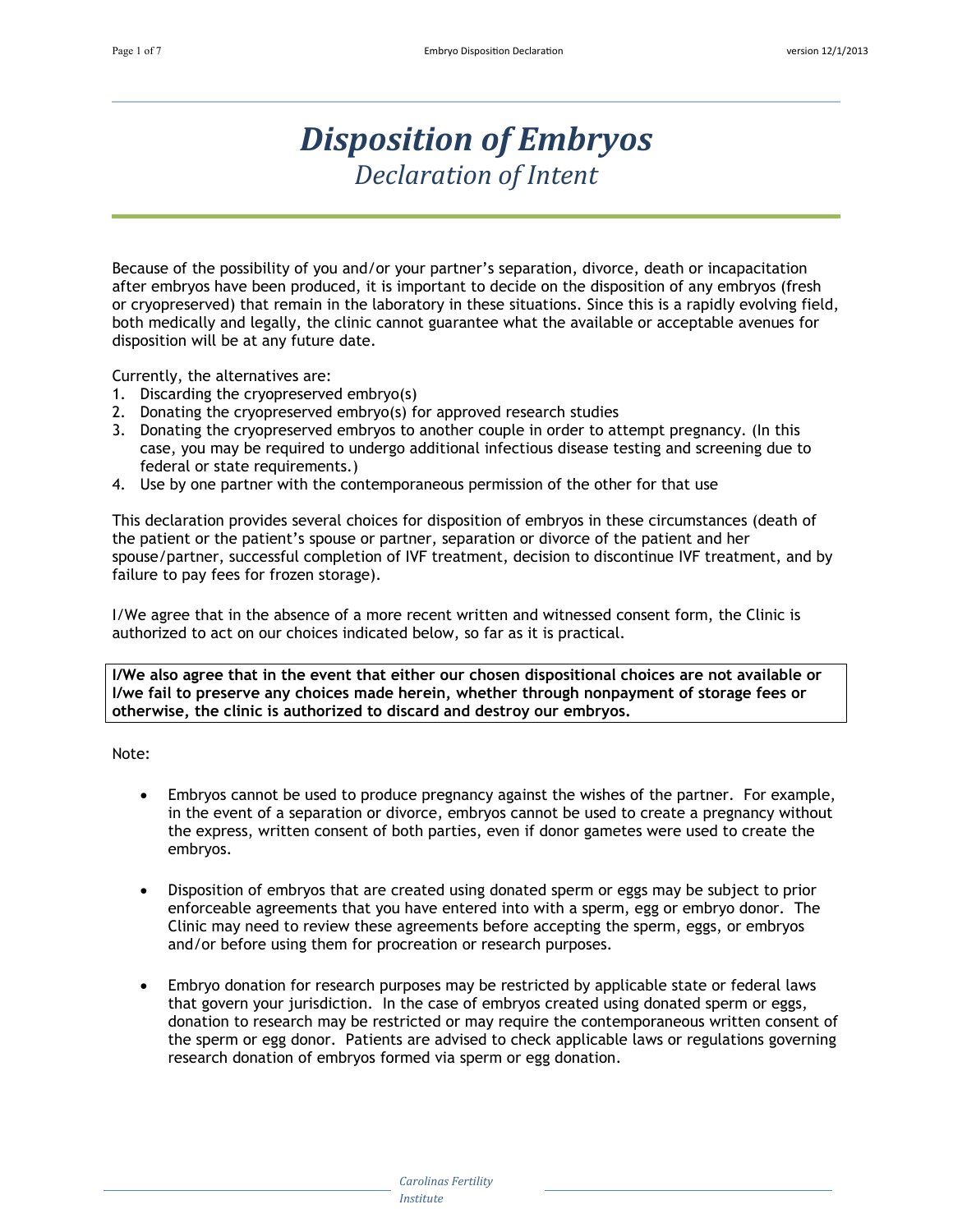# Disposition of Embryos

## *Declaration of Intent*

Because of the possibility of you and/or your partner's separation, divorce, death or incapacitation after embryos have been produced, it is important to decide on the disposition of any embryos (fresh or cryopreserved) that remain in the laboratory in these situations. Since this is a rapidly evolving field, both medically and legally, the clinic cannot guarantee what the available or acceptable avenues for disposition will be at any future date.

Currently, the alternatives are:

1. Discarding the cryopreserved embryo(s)
2. Donating the cryopreserved embryo(s) for approved research studies
3. Donating the cryopreserved embryos to another couple in order to attempt pregnancy. (In this case, you may be required to undergo additional infectious disease testing and screening due to federal or state requirements.)
4. Use by one partner with the contemporaneous permission of the other for that use

This declaration provides several choices for disposition of embryos in these circumstances (death of the patient or the patient's spouse or partner, separation or divorce of the patient and her spouse/partner, successful completion of IVF treatment, decision to discontinue IVF treatment, and by failure to pay fees for frozen storage).

I/We agree that in the absence of a more recent written and witnessed consent form, the Clinic is authorized to act on our choices indicated below, so far as it is practical.

**I/We also agree that in the event that either our chosen dispositional choices are not available or I/we fail to preserve any choices made herein, whether through nonpayment of storage fees or otherwise, the clinic is authorized to discard and destroy our embryos.**

Note:

- Embryos cannot be used to produce pregnancy against the wishes of the partner. For example, in the event of a separation or divorce, embryos cannot be used to create a pregnancy without the express, written consent of both parties, even if donor gametes were used to create the embryos.

- Disposition of embryos that are created using donated sperm or eggs may be subject to prior enforceable agreements that you have entered into with a sperm, egg or embryo donor. The Clinic may need to review these agreements before accepting the sperm, eggs, or embryos and/or before using them for procreation or research purposes.

- Embryo donation for research purposes may be restricted by applicable state or federal laws that govern your jurisdiction. In the case of embryos created using donated sperm or eggs, donation to research may be restricted or may require the contemporaneous written consent of the sperm or egg donor. Patients are advised to check applicable laws or regulations governing research donation of embryos formed via sperm or egg donation.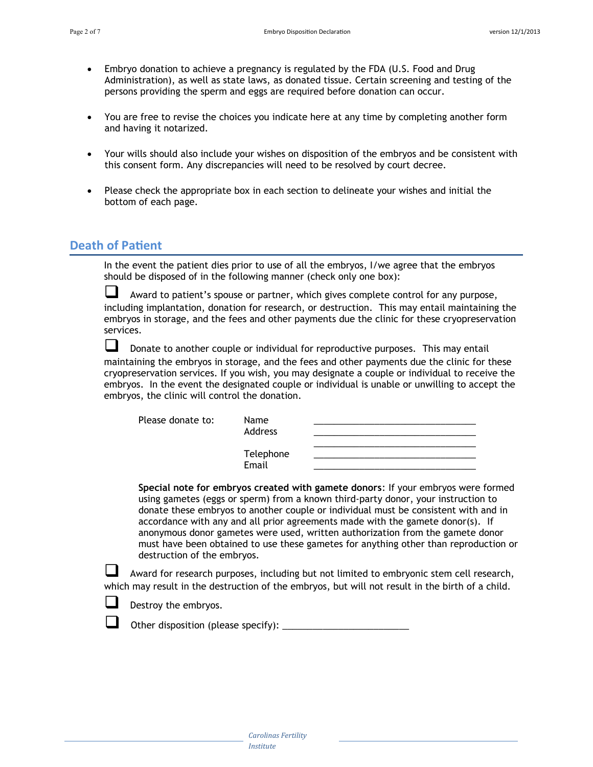- Embryo donation to achieve a pregnancy is regulated by the FDA (U.S. Food and Drug Administration), as well as state laws, as donated tissue. Certain screening and testing of the persons providing the sperm and eggs are required before donation can occur.

- You are free to revise the choices you indicate here at any time by completing another form and having it notarized.

- Your wills should also include your wishes on disposition of the embryos and be consistent with this consent form. Any discrepancies will need to be resolved by court decree.

- Please check the appropriate box in each section to delineate your wishes and initial the bottom of each page.

## Death of Patient

In the event the patient dies prior to use of all the embryos, I/we agree that the embryos should be disposed of in the following manner (check only one box):

☐ Award to patient's spouse or partner, which gives complete control for any purpose, including implantation, donation for research, or destruction. This may entail maintaining the embryos in storage, and the fees and other payments due the clinic for these cryopreservation services.

☐ Donate to another couple or individual for reproductive purposes. This may entail maintaining the embryos in storage, and the fees and other payments due the clinic for these cryopreservation services. If you wish, you may designate a couple or individual to receive the embryos. In the event the designated couple or individual is unable or unwilling to accept the embryos, the clinic will control the donation.

Please donate to:

Name ______________________________

Address ______________________________

______________________________

Telephone ______________________________

Email ______________________________

**Special note for embryos created with gamete donors**: If your embryos were formed using gametes (eggs or sperm) from a known third-party donor, your instruction to donate these embryos to another couple or individual must be consistent with and in accordance with any and all prior agreements made with the gamete donor(s). If anonymous donor gametes were used, written authorization from the gamete donor must have been obtained to use these gametes for anything other than reproduction or destruction of the embryos.

☐ Award for research purposes, including but not limited to embryonic stem cell research, which may result in the destruction of the embryos, but will not result in the birth of a child.

☐ Destroy the embryos.

☐ Other disposition (please specify): ________________________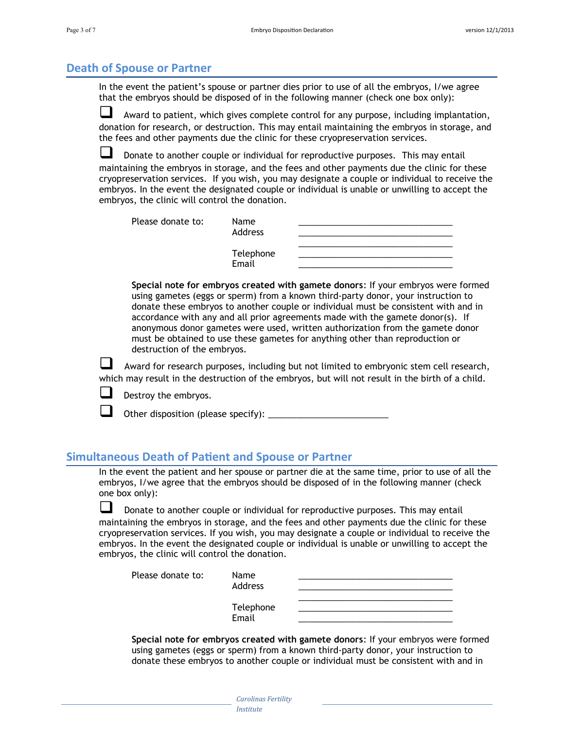## Death of Spouse or Partner

In the event the patient's spouse or partner dies prior to use of all the embryos, I/we agree that the embryos should be disposed of in the following manner (check one box only):

☐ Award to patient, which gives complete control for any purpose, including implantation, donation for research, or destruction. This may entail maintaining the embryos in storage, and the fees and other payments due the clinic for these cryopreservation services.

☐ Donate to another couple or individual for reproductive purposes. This may entail maintaining the embryos in storage, and the fees and other payments due the clinic for these cryopreservation services. If you wish, you may designate a couple or individual to receive the embryos. In the event the designated couple or individual is unable or unwilling to accept the embryos, the clinic will control the donation.

Please donate to:

Name ________________________________

Address ________________________________

________________________________

Telephone ________________________________

Email ________________________________

**Special note for embryos created with gamete donors**: If your embryos were formed using gametes (eggs or sperm) from a known third-party donor, your instruction to donate these embryos to another couple or individual must be consistent with and in accordance with any and all prior agreements made with the gamete donor(s). If anonymous donor gametes were used, written authorization from the gamete donor must be obtained to use these gametes for anything other than reproduction or destruction of the embryos.

☐ Award for research purposes, including but not limited to embryonic stem cell research, which may result in the destruction of the embryos, but will not result in the birth of a child.

☐ Destroy the embryos.

☐ Other disposition (please specify): ________________________

## Simultaneous Death of Patient and Spouse or Partner

In the event the patient and her spouse or partner die at the same time, prior to use of all the embryos, I/we agree that the embryos should be disposed of in the following manner (check one box only):

☐ Donate to another couple or individual for reproductive purposes. This may entail maintaining the embryos in storage, and the fees and other payments due the clinic for these cryopreservation services. If you wish, you may designate a couple or individual to receive the embryos. In the event the designated couple or individual is unable or unwilling to accept the embryos, the clinic will control the donation.

Please donate to:

Name ________________________________

Address ________________________________

________________________________

Telephone ________________________________

Email ________________________________

**Special note for embryos created with gamete donors**: If your embryos were formed using gametes (eggs or sperm) from a known third-party donor, your instruction to donate these embryos to another couple or individual must be consistent with and in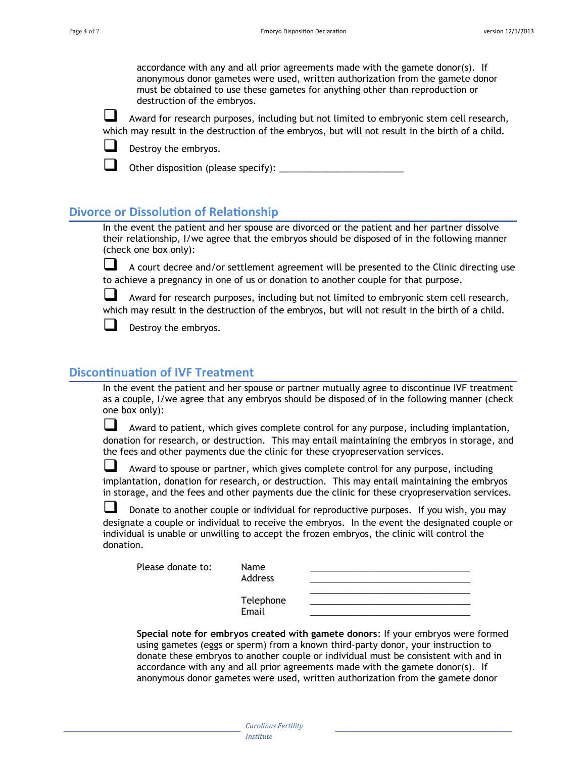accordance with any and all prior agreements made with the gamete donor(s). If anonymous donor gametes were used, written authorization from the gamete donor must be obtained to use these gametes for anything other than reproduction or destruction of the embryos.

☐ Award for research purposes, including but not limited to embryonic stem cell research, which may result in the destruction of the embryos, but will not result in the birth of a child.

☐ Destroy the embryos.

☐ Other disposition (please specify): _________________________

## Divorce or Dissolution of Relationship

In the event the patient and her spouse are divorced or the patient and her partner dissolve their relationship, I/we agree that the embryos should be disposed of in the following manner (check one box only):

☐ A court decree and/or settlement agreement will be presented to the Clinic directing use to achieve a pregnancy in one of us or donation to another couple for that purpose.

☐ Award for research purposes, including but not limited to embryonic stem cell research, which may result in the destruction of the embryos, but will not result in the birth of a child.

☐ Destroy the embryos.

## Discontinuation of IVF Treatment

In the event the patient and her spouse or partner mutually agree to discontinue IVF treatment as a couple, I/we agree that any embryos should be disposed of in the following manner (check one box only):

☐ Award to patient, which gives complete control for any purpose, including implantation, donation for research, or destruction. This may entail maintaining the embryos in storage, and the fees and other payments due the clinic for these cryopreservation services.

☐ Award to spouse or partner, which gives complete control for any purpose, including implantation, donation for research, or destruction. This may entail maintaining the embryos in storage, and the fees and other payments due the clinic for these cryopreservation services.

☐ Donate to another couple or individual for reproductive purposes. If you wish, you may designate a couple or individual to receive the embryos. In the event the designated couple or individual is unable or unwilling to accept the frozen embryos, the clinic will control the donation.

Please donate to:

Name _________________________________

Address _________________________________

_________________________________

Telephone _________________________________

Email _________________________________

**Special note for embryos created with gamete donors**: If your embryos were formed using gametes (eggs or sperm) from a known third-party donor, your instruction to donate these embryos to another couple or individual must be consistent with and in accordance with any and all prior agreements made with the gamete donor(s). If anonymous donor gametes were used, written authorization from the gamete donor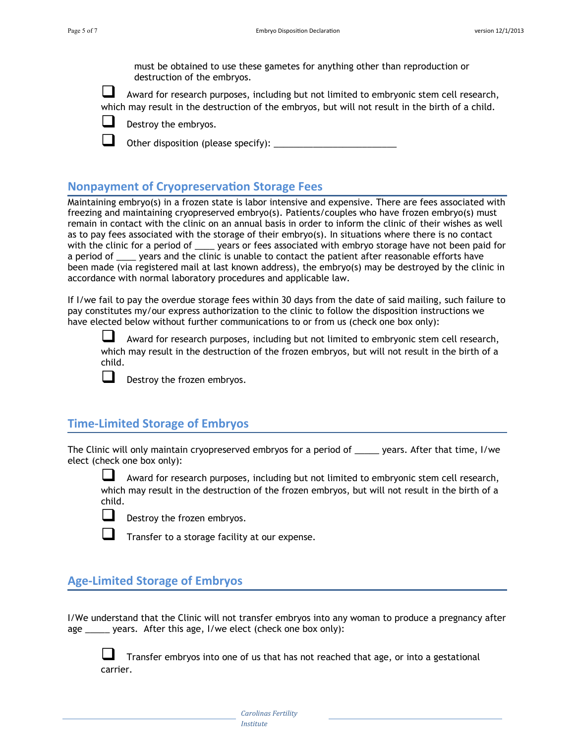must be obtained to use these gametes for anything other than reproduction or destruction of the embryos.

- ☐ Award for research purposes, including but not limited to embryonic stem cell research, which may result in the destruction of the embryos, but will not result in the birth of a child.
- ☐ Destroy the embryos.
- ☐ Other disposition (please specify): ________________________

## Nonpayment of Cryopreservation Storage Fees

Maintaining embryo(s) in a frozen state is labor intensive and expensive. There are fees associated with freezing and maintaining cryopreserved embryo(s). Patients/couples who have frozen embryo(s) must remain in contact with the clinic on an annual basis in order to inform the clinic of their wishes as well as to pay fees associated with the storage of their embryo(s). In situations where there is no contact with the clinic for a period of ____ years or fees associated with embryo storage have not been paid for a period of ____ years and the clinic is unable to contact the patient after reasonable efforts have been made (via registered mail at last known address), the embryo(s) may be destroyed by the clinic in accordance with normal laboratory procedures and applicable law.

If I/we fail to pay the overdue storage fees within 30 days from the date of said mailing, such failure to pay constitutes my/our express authorization to the clinic to follow the disposition instructions we have elected below without further communications to or from us (check one box only):

- ☐ Award for research purposes, including but not limited to embryonic stem cell research, which may result in the destruction of the frozen embryos, but will not result in the birth of a child.
- ☐ Destroy the frozen embryos.

## Time-Limited Storage of Embryos

The Clinic will only maintain cryopreserved embryos for a period of _____ years. After that time, I/we elect (check one box only):

- ☐ Award for research purposes, including but not limited to embryonic stem cell research, which may result in the destruction of the frozen embryos, but will not result in the birth of a child.
- ☐ Destroy the frozen embryos.
- ☐ Transfer to a storage facility at our expense.

## Age-Limited Storage of Embryos

I/We understand that the Clinic will not transfer embryos into any woman to produce a pregnancy after age _____ years. After this age, I/we elect (check one box only):

- ☐ Transfer embryos into one of us that has not reached that age, or into a gestational carrier.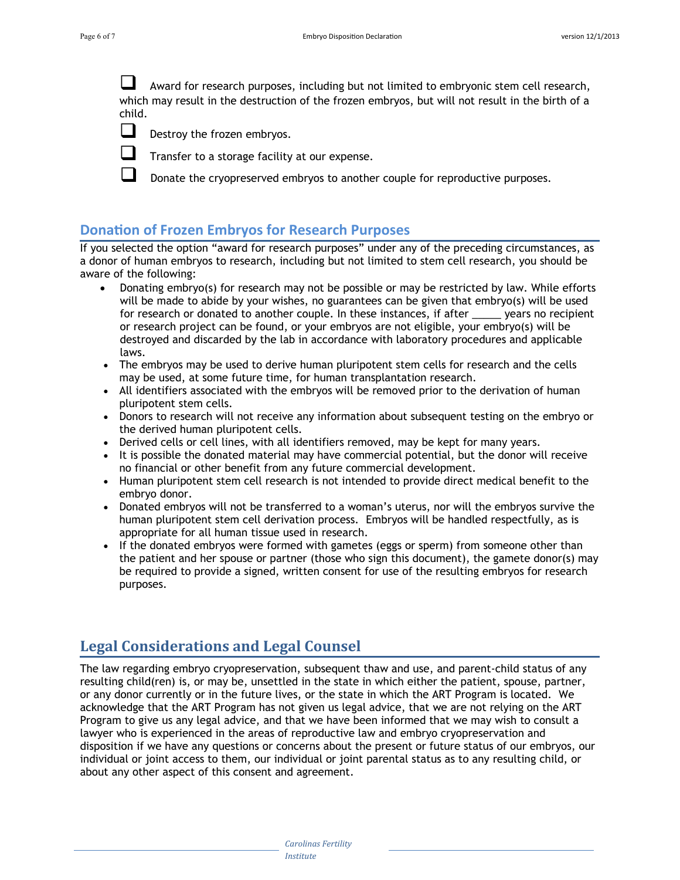- [ ] Award for research purposes, including but not limited to embryonic stem cell research, which may result in the destruction of the frozen embryos, but will not result in the birth of a child.
- [ ] Destroy the frozen embryos.
- [ ] Transfer to a storage facility at our expense.
- [ ] Donate the cryopreserved embryos to another couple for reproductive purposes.

## Donation of Frozen Embryos for Research Purposes

If you selected the option "award for research purposes" under any of the preceding circumstances, as a donor of human embryos to research, including but not limited to stem cell research, you should be aware of the following:

- Donating embryo(s) for research may not be possible or may be restricted by law. While efforts will be made to abide by your wishes, no guarantees can be given that embryo(s) will be used for research or donated to another couple. In these instances, if after _____ years no recipient or research project can be found, or your embryos are not eligible, your embryo(s) will be destroyed and discarded by the lab in accordance with laboratory procedures and applicable laws.
- The embryos may be used to derive human pluripotent stem cells for research and the cells may be used, at some future time, for human transplantation research.
- All identifiers associated with the embryos will be removed prior to the derivation of human pluripotent stem cells.
- Donors to research will not receive any information about subsequent testing on the embryo or the derived human pluripotent cells.
- Derived cells or cell lines, with all identifiers removed, may be kept for many years.
- It is possible the donated material may have commercial potential, but the donor will receive no financial or other benefit from any future commercial development.
- Human pluripotent stem cell research is not intended to provide direct medical benefit to the embryo donor.
- Donated embryos will not be transferred to a woman's uterus, nor will the embryos survive the human pluripotent stem cell derivation process. Embryos will be handled respectfully, as is appropriate for all human tissue used in research.
- If the donated embryos were formed with gametes (eggs or sperm) from someone other than the patient and her spouse or partner (those who sign this document), the gamete donor(s) may be required to provide a signed, written consent for use of the resulting embryos for research purposes.

## Legal Considerations and Legal Counsel

The law regarding embryo cryopreservation, subsequent thaw and use, and parent-child status of any resulting child(ren) is, or may be, unsettled in the state in which either the patient, spouse, partner, or any donor currently or in the future lives, or the state in which the ART Program is located. We acknowledge that the ART Program has not given us legal advice, that we are not relying on the ART Program to give us any legal advice, and that we have been informed that we may wish to consult a lawyer who is experienced in the areas of reproductive law and embryo cryopreservation and disposition if we have any questions or concerns about the present or future status of our embryos, our individual or joint access to them, our individual or joint parental status as to any resulting child, or about any other aspect of this consent and agreement.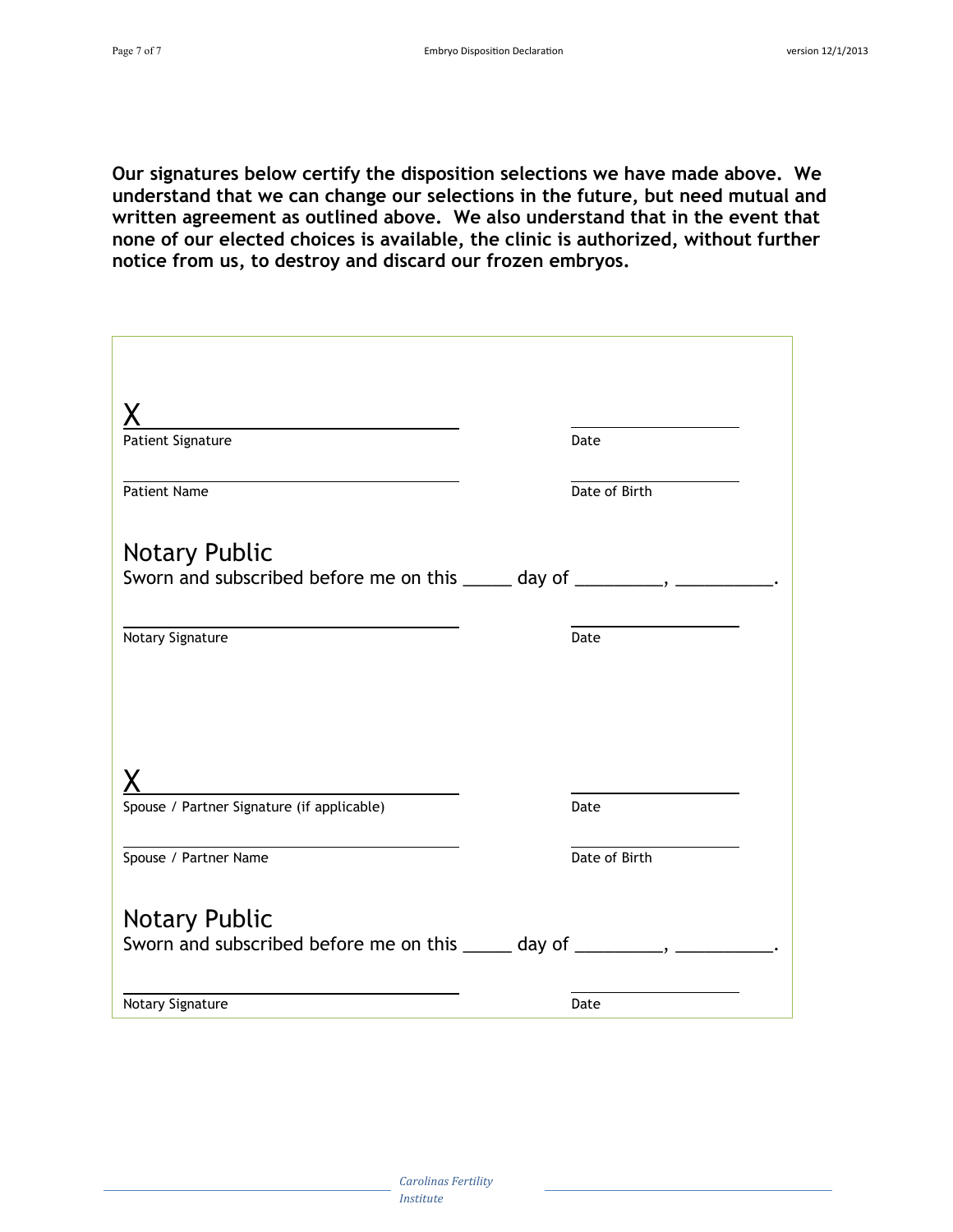**Our signatures below certify the disposition selections we have made above. We understand that we can change our selections in the future, but need mutual and written agreement as outlined above. We also understand that in the event that none of our elected choices is available, the clinic is authorized, without further notice from us, to destroy and discard our frozen embryos.**

X ______________________________ ____________________

Patient Signature Date

______________________________ ____________________

Patient Name Date of Birth

Notary Public

Sworn and subscribed before me on this _____ day of _________, __________.

______________________________ ____________________

Notary Signature Date

X ______________________________ ____________________

Spouse / Partner Signature (if applicable) Date

______________________________ ____________________

Spouse / Partner Name Date of Birth

Notary Public

Sworn and subscribed before me on this _____ day of _________, __________.

______________________________ ____________________

Notary Signature Date